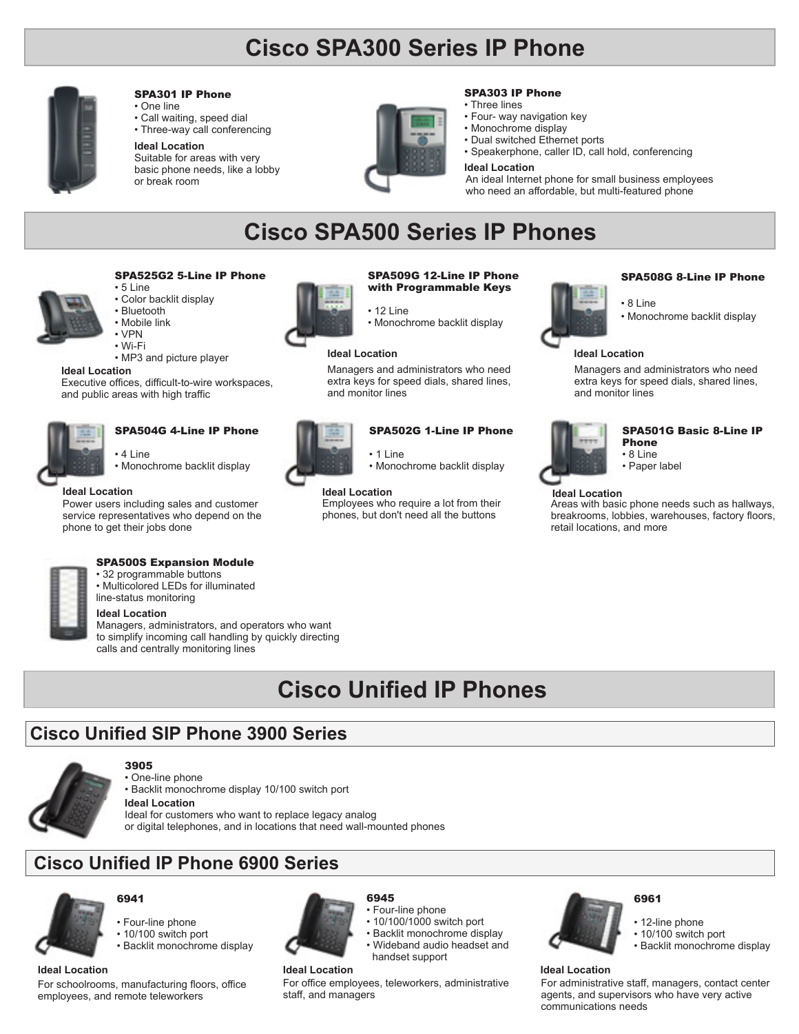# Cisco SPA300 Series IP Phone

### SPA301 IP Phone

- One line
- Call waiting, speed dial
- Three-way call conferencing

**Ideal Location**

Suitable for areas with very basic phone needs, like a lobby or break room

### SPA303 IP Phone

- Three lines
- Four- way navigation key
- Monochrome display
- Dual switched Ethernet ports
- Speakerphone, caller ID, call hold, conferencing

**Ideal Location**

An ideal Internet phone for small business employees who need an affordable, but multi-featured phone

# Cisco SPA500 Series IP Phones

### SPA525G2 5-Line IP Phone

- 5 Line
- Color backlit display
- Bluetooth
- Mobile link
- VPN
- Wi-Fi
- MP3 and picture player

**Ideal Location**

Executive offices, difficult-to-wire workspaces, and public areas with high traffic

### SPA509G 12-Line IP Phone with Programmable Keys

- 12 Line
- Monochrome backlit display

**Ideal Location**

Managers and administrators who need extra keys for speed dials, shared lines, and monitor lines

### SPA508G 8-Line IP Phone

- 8 Line
- Monochrome backlit display

**Ideal Location**

Managers and administrators who need extra keys for speed dials, shared lines, and monitor lines

### SPA504G 4-Line IP Phone

- 4 Line
- Monochrome backlit display

**Ideal Location**

Power users including sales and customer service representatives who depend on the phone to get their jobs done

### SPA502G 1-Line IP Phone

- 1 Line
- Monochrome backlit display

**Ideal Location**

Employees who require a lot from their phones, but don't need all the buttons

### SPA501G Basic 8-Line IP Phone

- 8 Line
- Paper label

**Ideal Location**

Areas with basic phone needs such as hallways, breakrooms, lobbies, warehouses, factory floors, retail locations, and more

### SPA500S Expansion Module

- 32 programmable buttons
- Multicolored LEDs for illuminated line-status monitoring

**Ideal Location**

Managers, administrators, and operators who want to simplify incoming call handling by quickly directing calls and centrally monitoring lines

# Cisco Unified IP Phones

## Cisco Unified SIP Phone 3900 Series

### 3905

- One-line phone
- Backlit monochrome display 10/100 switch port

**Ideal Location**

Ideal for customers who want to replace legacy analog or digital telephones, and in locations that need wall-mounted phones

## Cisco Unified IP Phone 6900 Series

### 6941

- Four-line phone
- 10/100 switch port
- Backlit monochrome display

**Ideal Location**

For schoolrooms, manufacturing floors, office employees, and remote teleworkers

### 6945

- Four-line phone
- 10/100/1000 switch port
- Backlit monochrome display
- Wideband audio headset and handset support

**Ideal Location**

For office employees, teleworkers, administrative staff, and managers

### 6961

- 12-line phone
- 10/100 switch port
- Backlit monochrome display

**Ideal Location**

For administrative staff, managers, contact center agents, and supervisors who have very active communications needs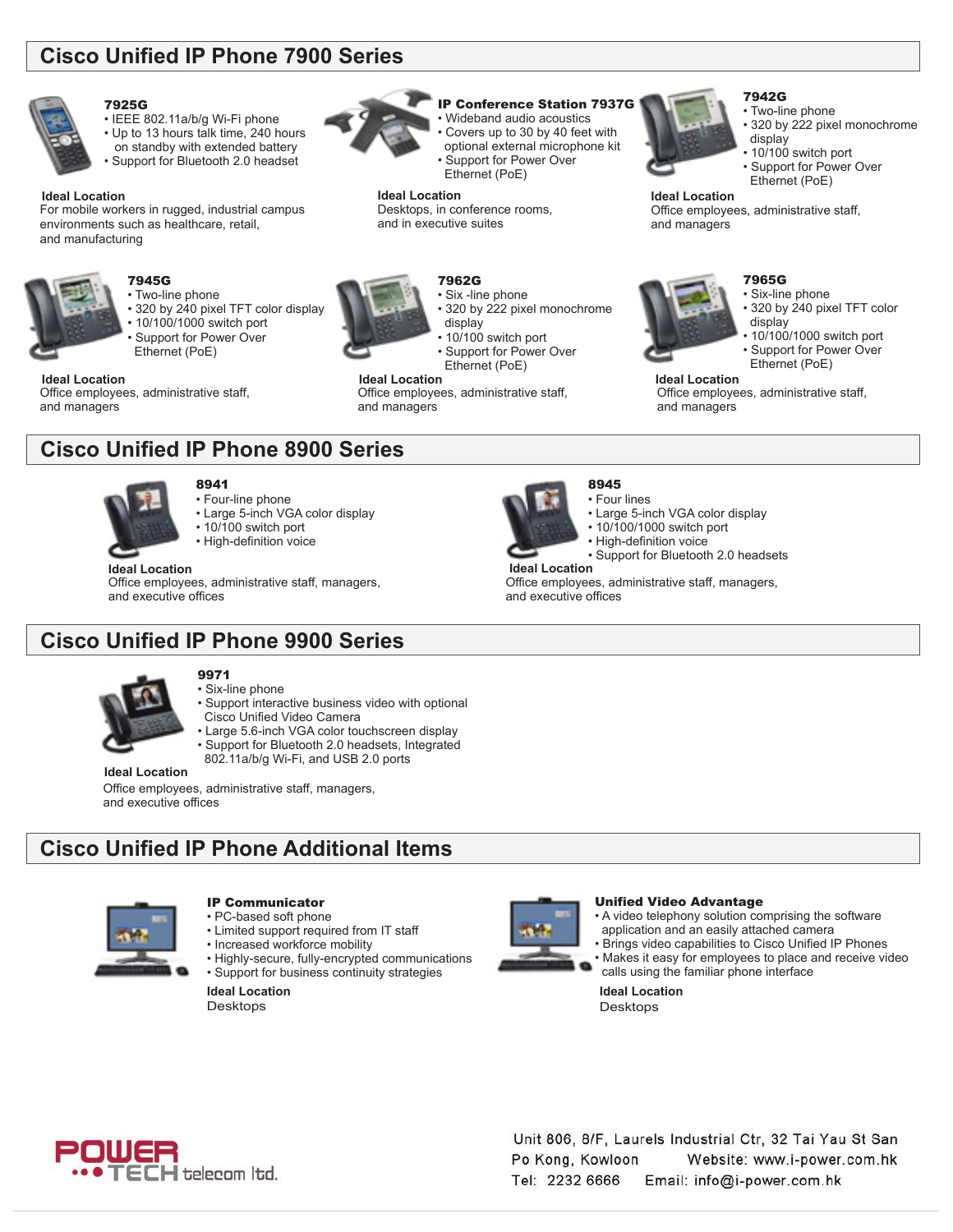## Cisco Unified IP Phone 7900 Series

### 7925G
- IEEE 802.11a/b/g Wi-Fi phone
- Up to 13 hours talk time, 240 hours on standby with extended battery
- Support for Bluetooth 2.0 headset

**Ideal Location**
For mobile workers in rugged, industrial campus environments such as healthcare, retail, and manufacturing

### IP Conference Station 7937G
- Wideband audio acoustics
- Covers up to 30 by 40 feet with optional external microphone kit
- Support for Power Over Ethernet (PoE)

**Ideal Location**
Desktops, in conference rooms, and in executive suites

### 7942G
- Two-line phone
- 320 by 222 pixel monochrome display
- 10/100 switch port
- Support for Power Over Ethernet (PoE)

**Ideal Location**
Office employees, administrative staff, and managers

### 7945G
- Two-line phone
- 320 by 240 pixel TFT color display
- 10/100/1000 switch port
- Support for Power Over Ethernet (PoE)

**Ideal Location**
Office employees, administrative staff, and managers

### 7962G
- Six -line phone
- 320 by 222 pixel monochrome display
- 10/100 switch port
- Support for Power Over Ethernet (PoE)

**Ideal Location**
Office employees, administrative staff, and managers

### 7965G
- Six-line phone
- 320 by 240 pixel TFT color display
- 10/100/1000 switch port
- Support for Power Over Ethernet (PoE)

**Ideal Location**
Office employees, administrative staff, and managers

## Cisco Unified IP Phone 8900 Series

### 8941
- Four-line phone
- Large 5-inch VGA color display
- 10/100 switch port
- High-definition voice

**Ideal Location**
Office employees, administrative staff, managers, and executive offices

### 8945
- Four lines
- Large 5-inch VGA color display
- 10/100/1000 switch port
- High-definition voice
- Support for Bluetooth 2.0 headsets

**Ideal Location**
Office employees, administrative staff, managers, and executive offices

## Cisco Unified IP Phone 9900 Series

### 9971
- Six-line phone
- Support interactive business video with optional Cisco Unified Video Camera
- Large 5.6-inch VGA color touchscreen display
- Support for Bluetooth 2.0 headsets, Integrated 802.11a/b/g Wi-Fi, and USB 2.0 ports

**Ideal Location**
Office employees, administrative staff, managers, and executive offices

## Cisco Unified IP Phone Additional Items

### IP Communicator
- PC-based soft phone
- Limited support required from IT staff
- Increased workforce mobility
- Highly-secure, fully-encrypted communications
- Support for business continuity strategies

**Ideal Location**
Desktops

### Unified Video Advantage
- A video telephony solution comprising the software application and an easily attached camera
- Brings video capabilities to Cisco Unified IP Phones
- Makes it easy for employees to place and receive video calls using the familiar phone interface

**Ideal Location**
Desktops

POWER TECH telecom ltd.

Unit 806, 8/F, Laurels Industrial Ctr, 32 Tai Yau St San Po Kong, Kowloon
Website: www.i-power.com.hk
Tel: 2232 6666
Email: info@i-power.com.hk